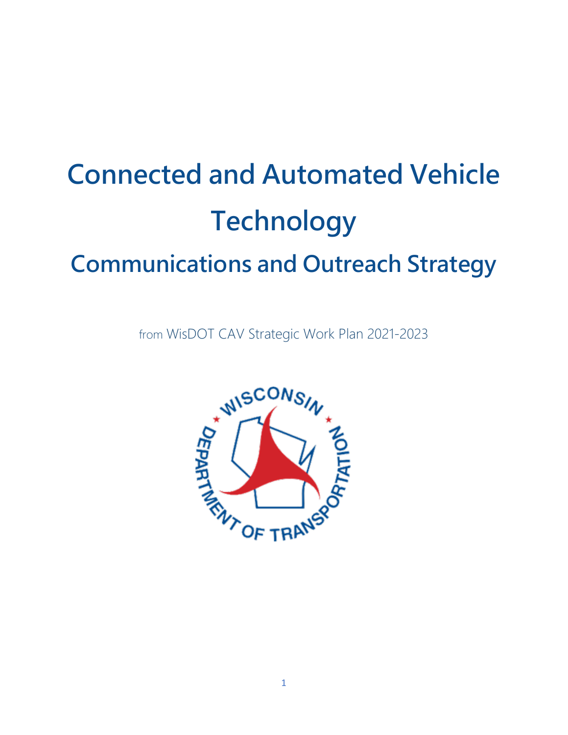# Connected and Automated Vehicle Technology

## Communications and Outreach Strategy

from WisDOT CAV Strategic Work Plan 2021-2023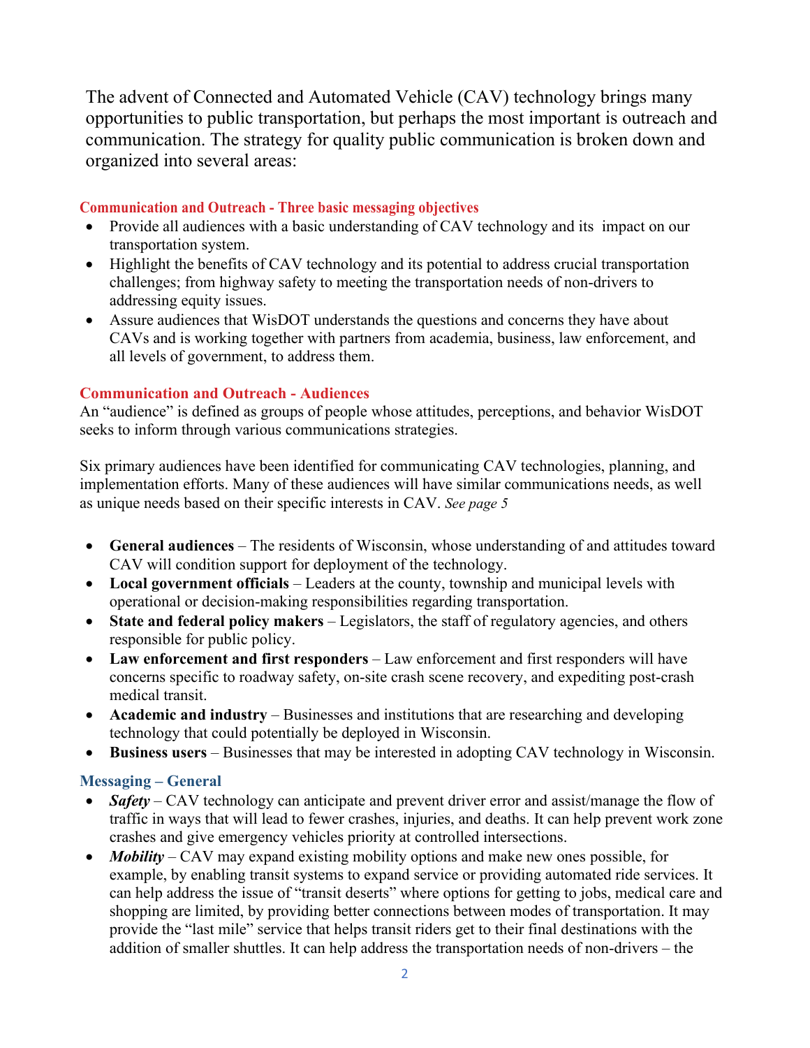The advent of Connected and Automated Vehicle (CAV) technology brings many opportunities to public transportation, but perhaps the most important is outreach and communication. The strategy for quality public communication is broken down and organized into several areas:

### Communication and Outreach - Three basic messaging objectives

- Provide all audiences with a basic understanding of CAV technology and its impact on our transportation system.
- Highlight the benefits of CAV technology and its potential to address crucial transportation challenges; from highway safety to meeting the transportation needs of non-drivers to addressing equity issues.
- Assure audiences that WisDOT understands the questions and concerns they have about CAVs and is working together with partners from academia, business, law enforcement, and all levels of government, to address them.

### Communication and Outreach - Audiences

An "audience" is defined as groups of people whose attitudes, perceptions, and behavior WisDOT seeks to inform through various communications strategies.

Six primary audiences have been identified for communicating CAV technologies, planning, and implementation efforts. Many of these audiences will have similar communications needs, as well as unique needs based on their specific interests in CAV. *See page 5*

- **General audiences** – The residents of Wisconsin, whose understanding of and attitudes toward CAV will condition support for deployment of the technology.
- **Local government officials** – Leaders at the county, township and municipal levels with operational or decision-making responsibilities regarding transportation.
- **State and federal policy makers** – Legislators, the staff of regulatory agencies, and others responsible for public policy.
- **Law enforcement and first responders** – Law enforcement and first responders will have concerns specific to roadway safety, on-site crash scene recovery, and expediting post-crash medical transit.
- **Academic and industry** – Businesses and institutions that are researching and developing technology that could potentially be deployed in Wisconsin.
- **Business users** – Businesses that may be interested in adopting CAV technology in Wisconsin.

### Messaging – General

- ***Safety*** – CAV technology can anticipate and prevent driver error and assist/manage the flow of traffic in ways that will lead to fewer crashes, injuries, and deaths. It can help prevent work zone crashes and give emergency vehicles priority at controlled intersections.
- ***Mobility*** – CAV may expand existing mobility options and make new ones possible, for example, by enabling transit systems to expand service or providing automated ride services. It can help address the issue of "transit deserts" where options for getting to jobs, medical care and shopping are limited, by providing better connections between modes of transportation. It may provide the "last mile" service that helps transit riders get to their final destinations with the addition of smaller shuttles. It can help address the transportation needs of non-drivers – the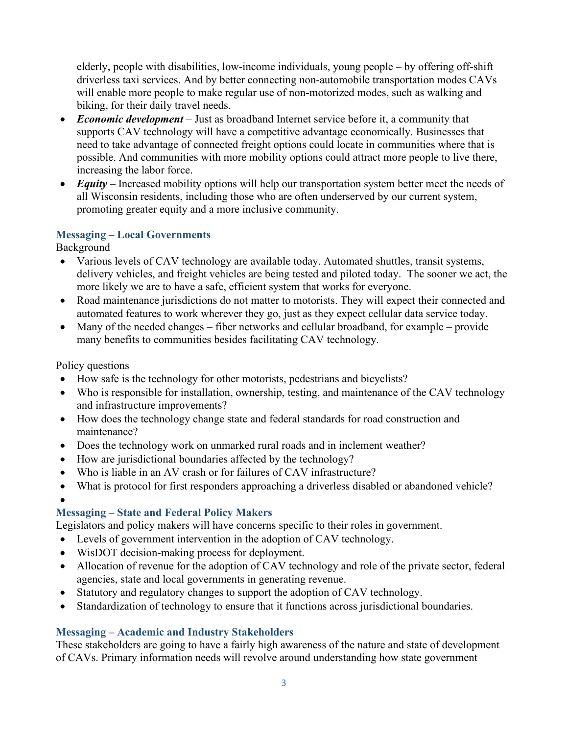elderly, people with disabilities, low-income individuals, young people – by offering off-shift driverless taxi services. And by better connecting non-automobile transportation modes CAVs will enable more people to make regular use of non-motorized modes, such as walking and biking, for their daily travel needs.

- ***Economic development*** – Just as broadband Internet service before it, a community that supports CAV technology will have a competitive advantage economically. Businesses that need to take advantage of connected freight options could locate in communities where that is possible. And communities with more mobility options could attract more people to live there, increasing the labor force.
- ***Equity*** – Increased mobility options will help our transportation system better meet the needs of all Wisconsin residents, including those who are often underserved by our current system, promoting greater equity and a more inclusive community.

### Messaging – Local Governments

Background

- Various levels of CAV technology are available today. Automated shuttles, transit systems, delivery vehicles, and freight vehicles are being tested and piloted today. The sooner we act, the more likely we are to have a safe, efficient system that works for everyone.
- Road maintenance jurisdictions do not matter to motorists. They will expect their connected and automated features to work wherever they go, just as they expect cellular data service today.
- Many of the needed changes – fiber networks and cellular broadband, for example – provide many benefits to communities besides facilitating CAV technology.

Policy questions

- How safe is the technology for other motorists, pedestrians and bicyclists?
- Who is responsible for installation, ownership, testing, and maintenance of the CAV technology and infrastructure improvements?
- How does the technology change state and federal standards for road construction and maintenance?
- Does the technology work on unmarked rural roads and in inclement weather?
- How are jurisdictional boundaries affected by the technology?
- Who is liable in an AV crash or for failures of CAV infrastructure?
- What is protocol for first responders approaching a driverless disabled or abandoned vehicle?

### Messaging – State and Federal Policy Makers

Legislators and policy makers will have concerns specific to their roles in government.

- Levels of government intervention in the adoption of CAV technology.
- WisDOT decision-making process for deployment.
- Allocation of revenue for the adoption of CAV technology and role of the private sector, federal agencies, state and local governments in generating revenue.
- Statutory and regulatory changes to support the adoption of CAV technology.
- Standardization of technology to ensure that it functions across jurisdictional boundaries.

### Messaging – Academic and Industry Stakeholders

These stakeholders are going to have a fairly high awareness of the nature and state of development of CAVs. Primary information needs will revolve around understanding how state government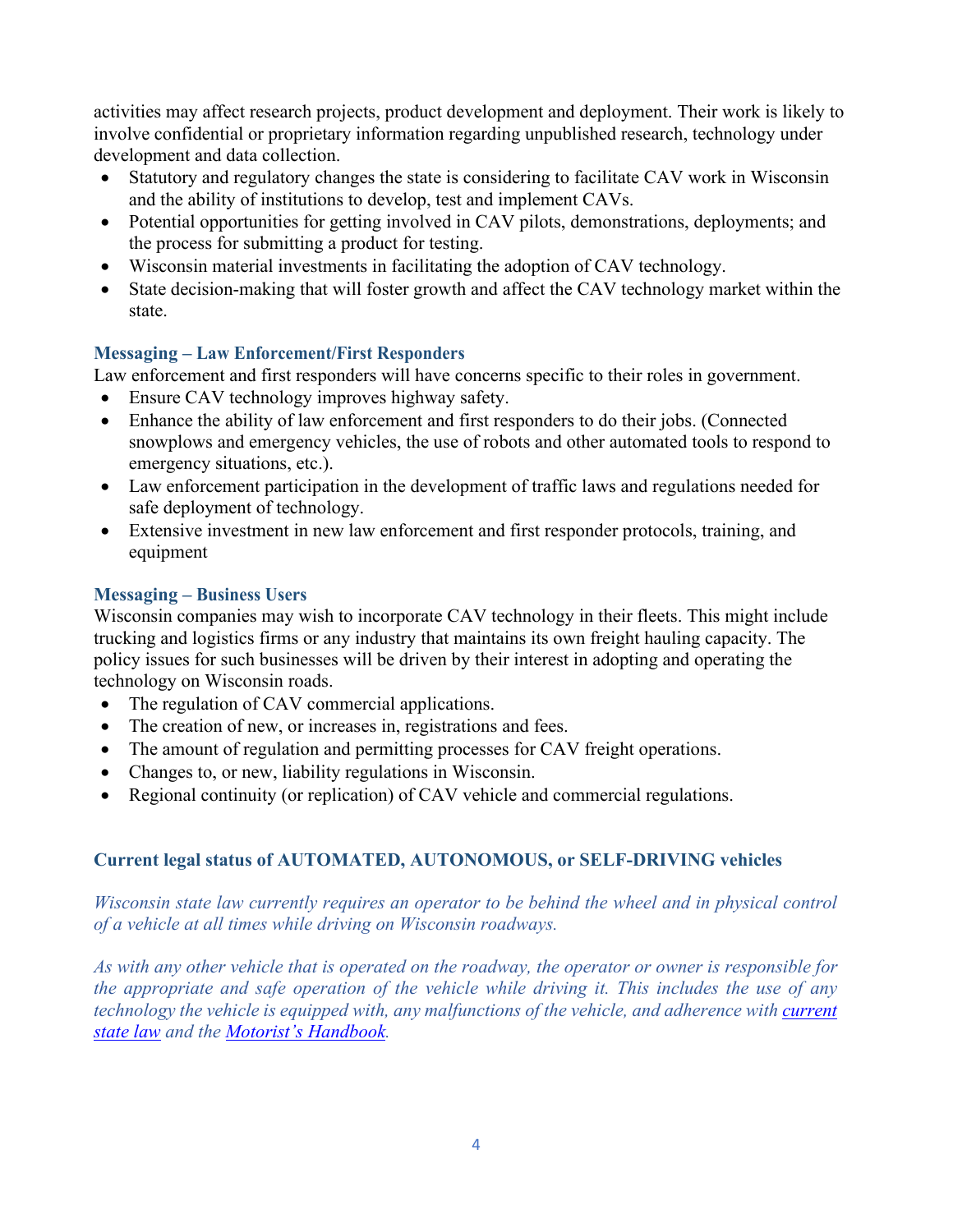activities may affect research projects, product development and deployment. Their work is likely to involve confidential or proprietary information regarding unpublished research, technology under development and data collection.

- Statutory and regulatory changes the state is considering to facilitate CAV work in Wisconsin and the ability of institutions to develop, test and implement CAVs.
- Potential opportunities for getting involved in CAV pilots, demonstrations, deployments; and the process for submitting a product for testing.
- Wisconsin material investments in facilitating the adoption of CAV technology.
- State decision-making that will foster growth and affect the CAV technology market within the state.

### Messaging – Law Enforcement/First Responders

Law enforcement and first responders will have concerns specific to their roles in government.

- Ensure CAV technology improves highway safety.
- Enhance the ability of law enforcement and first responders to do their jobs. (Connected snowplows and emergency vehicles, the use of robots and other automated tools to respond to emergency situations, etc.).
- Law enforcement participation in the development of traffic laws and regulations needed for safe deployment of technology.
- Extensive investment in new law enforcement and first responder protocols, training, and equipment

### Messaging – Business Users

Wisconsin companies may wish to incorporate CAV technology in their fleets. This might include trucking and logistics firms or any industry that maintains its own freight hauling capacity. The policy issues for such businesses will be driven by their interest in adopting and operating the technology on Wisconsin roads.

- The regulation of CAV commercial applications.
- The creation of new, or increases in, registrations and fees.
- The amount of regulation and permitting processes for CAV freight operations.
- Changes to, or new, liability regulations in Wisconsin.
- Regional continuity (or replication) of CAV vehicle and commercial regulations.

## Current legal status of AUTOMATED, AUTONOMOUS, or SELF-DRIVING vehicles

*Wisconsin state law currently requires an operator to be behind the wheel and in physical control of a vehicle at all times while driving on Wisconsin roadways.*

*As with any other vehicle that is operated on the roadway, the operator or owner is responsible for the appropriate and safe operation of the vehicle while driving it. This includes the use of any technology the vehicle is equipped with, any malfunctions of the vehicle, and adherence with current state law and the Motorist's Handbook.*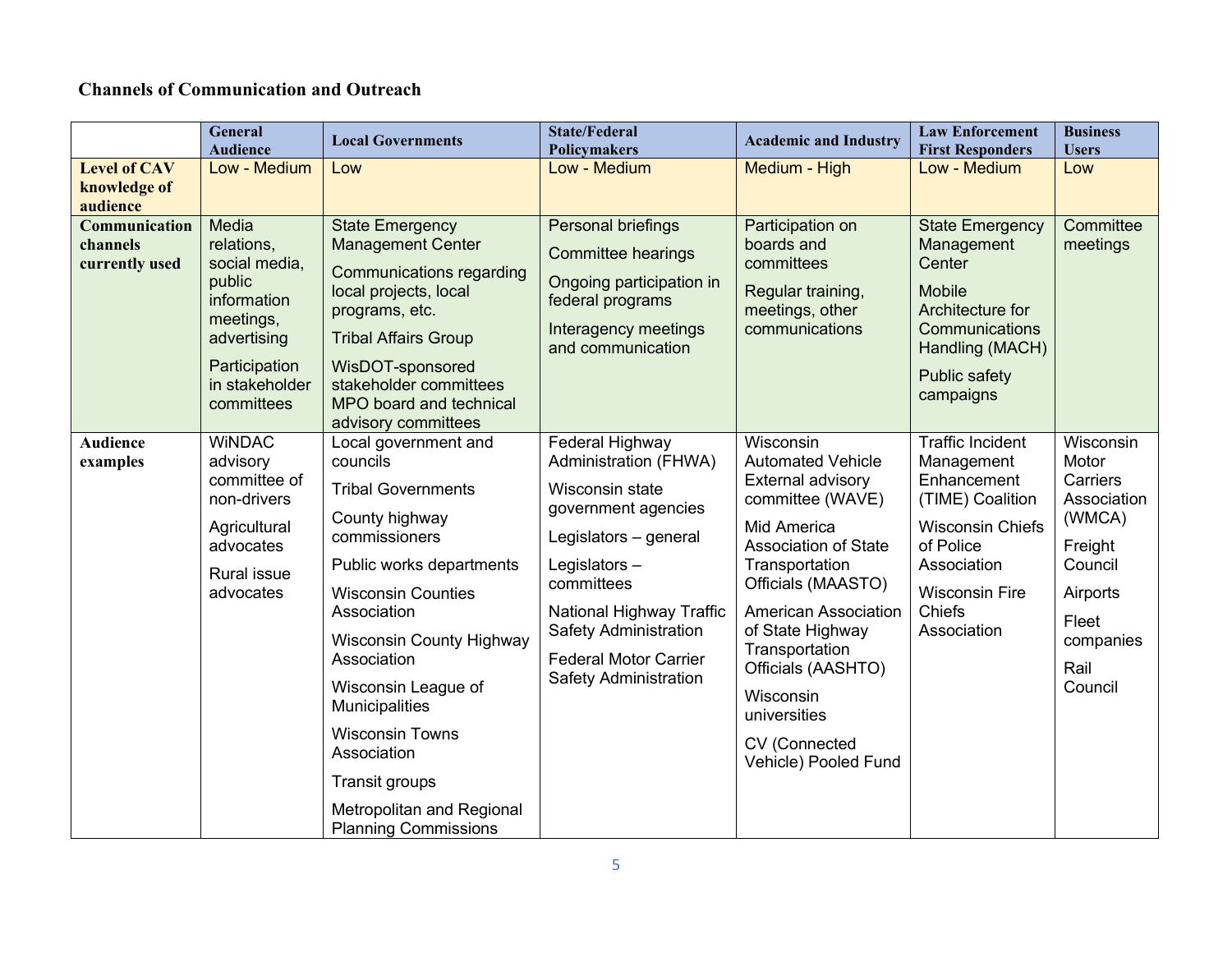**Channels of Communication and Outreach**

| | General Audience | Local Governments | State/Federal Policymakers | Academic and Industry | Law Enforcement First Responders | Business Users |
|---|---|---|---|---|---|---|
| **Level of CAV knowledge of audience** | Low - Medium | Low | Low - Medium | Medium - High | Low - Medium | Low |
| **Communication channels currently used** | Media relations, social media, public information meetings, advertising<br>Participation in stakeholder committees | State Emergency Management Center<br>Communications regarding local projects, local programs, etc.<br>Tribal Affairs Group<br>WisDOT-sponsored stakeholder committees MPO board and technical advisory committees | Personal briefings<br>Committee hearings<br>Ongoing participation in federal programs<br>Interagency meetings and communication | Participation on boards and committees<br>Regular training, meetings, other communications | State Emergency Management Center<br>Mobile Architecture for Communications Handling (MACH)<br>Public safety campaigns | Committee meetings |
| **Audience examples** | WiNDAC advisory committee of non-drivers<br>Agricultural advocates<br>Rural issue advocates | Local government and councils<br>Tribal Governments<br>County highway commissioners<br>Public works departments<br>Wisconsin Counties Association<br>Wisconsin County Highway Association<br>Wisconsin League of Municipalities<br>Wisconsin Towns Association<br>Transit groups<br>Metropolitan and Regional Planning Commissions | Federal Highway Administration (FHWA)<br>Wisconsin state government agencies<br>Legislators – general<br>Legislators – committees<br>National Highway Traffic Safety Administration<br>Federal Motor Carrier Safety Administration | Wisconsin Automated Vehicle External advisory committee (WAVE)<br>Mid America Association of State Transportation Officials (MAASTO)<br>American Association of State Highway Transportation Officials (AASHTO)<br>Wisconsin universities<br>CV (Connected Vehicle) Pooled Fund | Traffic Incident Management Enhancement (TIME) Coalition<br>Wisconsin Chiefs of Police Association<br>Wisconsin Fire Chiefs Association | Wisconsin Motor Carriers Association (WMCA)<br>Freight Council<br>Airports<br>Fleet companies<br>Rail Council |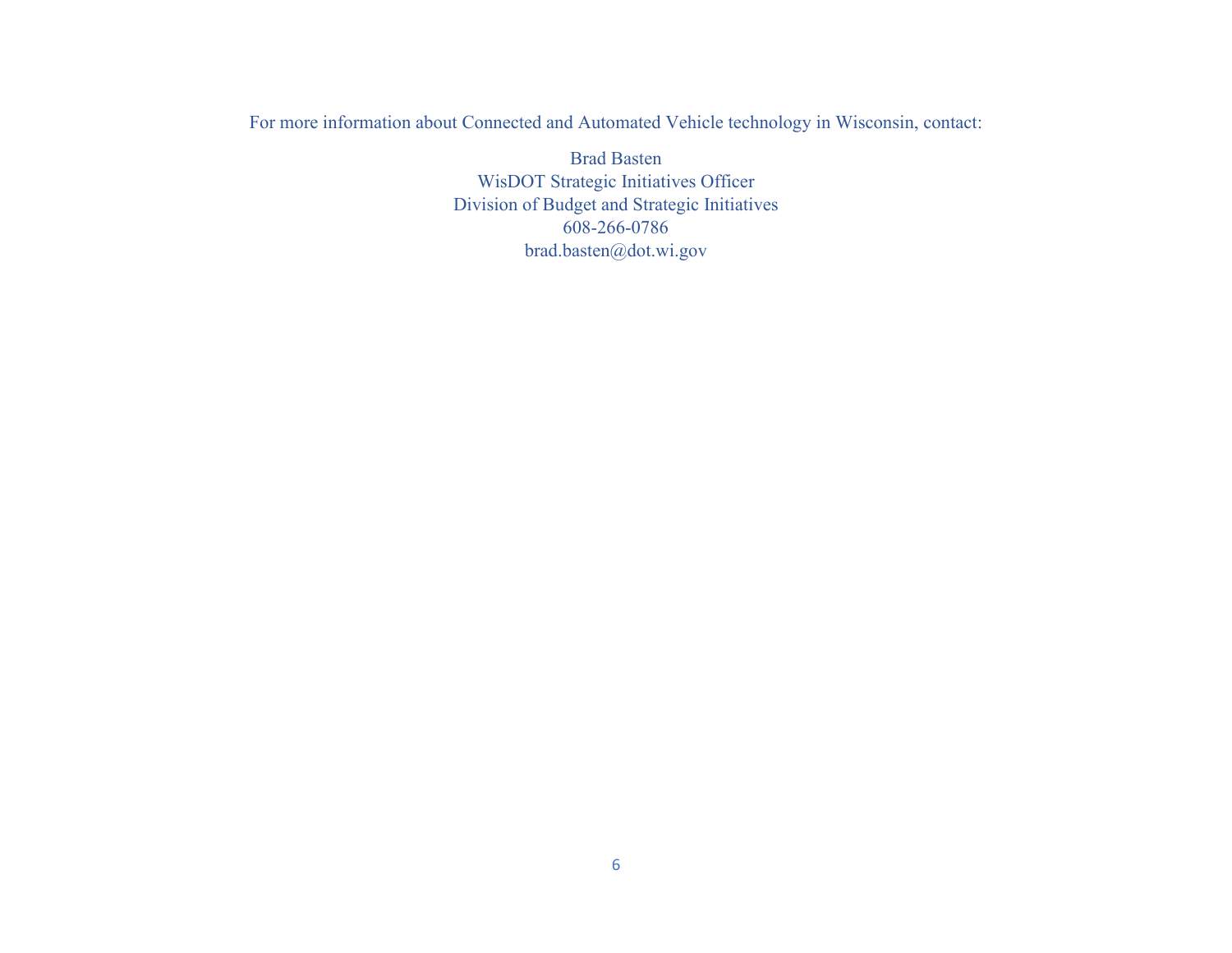For more information about Connected and Automated Vehicle technology in Wisconsin, contact:

Brad Basten
WisDOT Strategic Initiatives Officer
Division of Budget and Strategic Initiatives
608-266-0786
brad.basten@dot.wi.gov